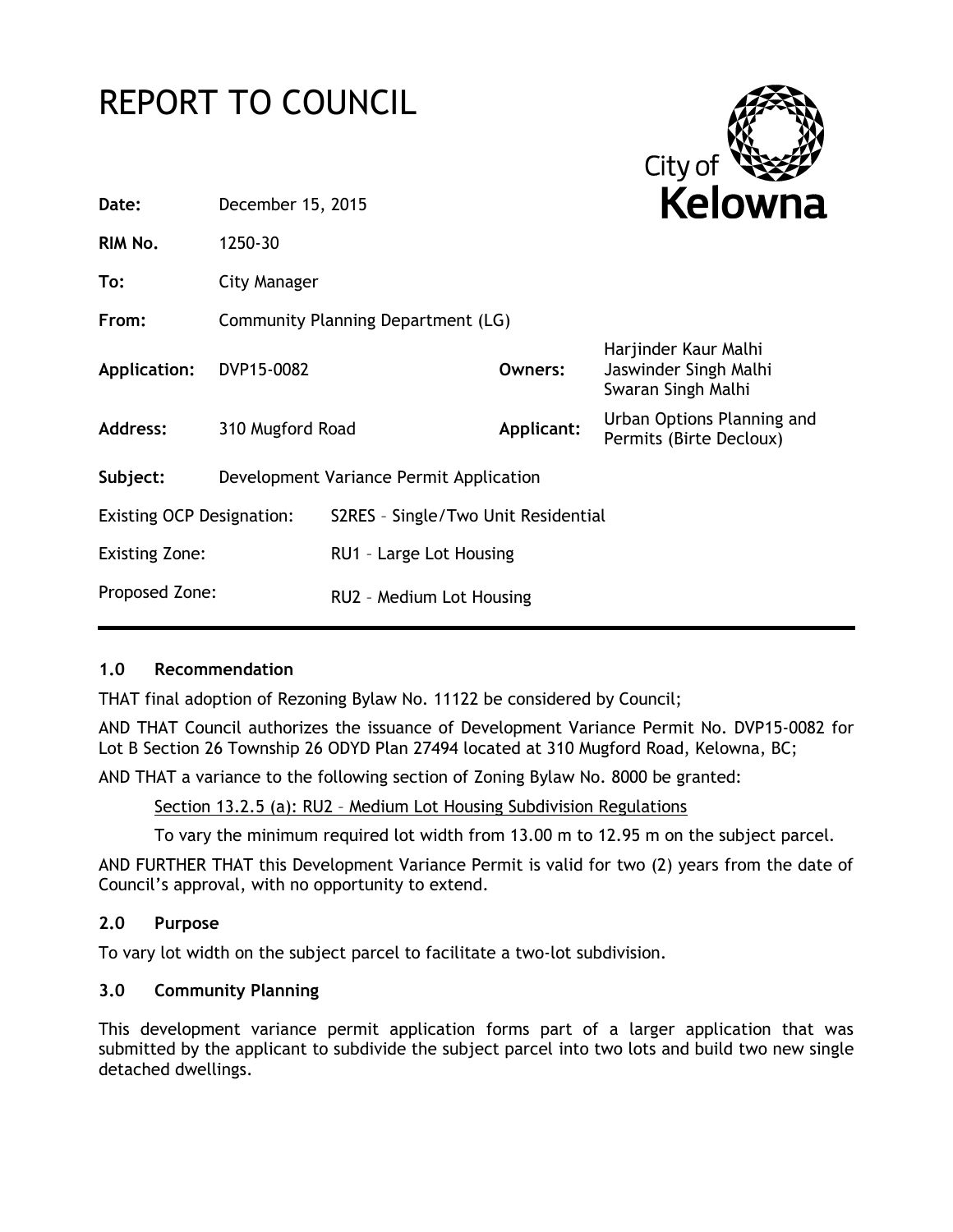# REPORT TO COUNCIL

| | | | |
|---|---|---|---|
| **Date:** | December 15, 2015 | | |
| **RIM No.** | 1250-30 | | |
| **To:** | City Manager | | |
| **From:** | Community Planning Department (LG) | | |
| **Application:** | DVP15-0082 | **Owners:** | Harjinder Kaur Malhi<br>Jaswinder Singh Malhi<br>Swaran Singh Malhi |
| **Address:** | 310 Mugford Road | **Applicant:** | Urban Options Planning and Permits (Birte Decloux) |
| **Subject:** | Development Variance Permit Application | | |
| Existing OCP Designation: | S2RES – Single/Two Unit Residential | | |
| Existing Zone: | RU1 – Large Lot Housing | | |
| Proposed Zone: | RU2 – Medium Lot Housing | | |

## 1.0 Recommendation

THAT final adoption of Rezoning Bylaw No. 11122 be considered by Council;

AND THAT Council authorizes the issuance of Development Variance Permit No. DVP15-0082 for Lot B Section 26 Township 26 ODYD Plan 27494 located at 310 Mugford Road, Kelowna, BC;

AND THAT a variance to the following section of Zoning Bylaw No. 8000 be granted:

Section 13.2.5 (a): RU2 – Medium Lot Housing Subdivision Regulations

To vary the minimum required lot width from 13.00 m to 12.95 m on the subject parcel.

AND FURTHER THAT this Development Variance Permit is valid for two (2) years from the date of Council's approval, with no opportunity to extend.

## 2.0 Purpose

To vary lot width on the subject parcel to facilitate a two-lot subdivision.

## 3.0 Community Planning

This development variance permit application forms part of a larger application that was submitted by the applicant to subdivide the subject parcel into two lots and build two new single detached dwellings.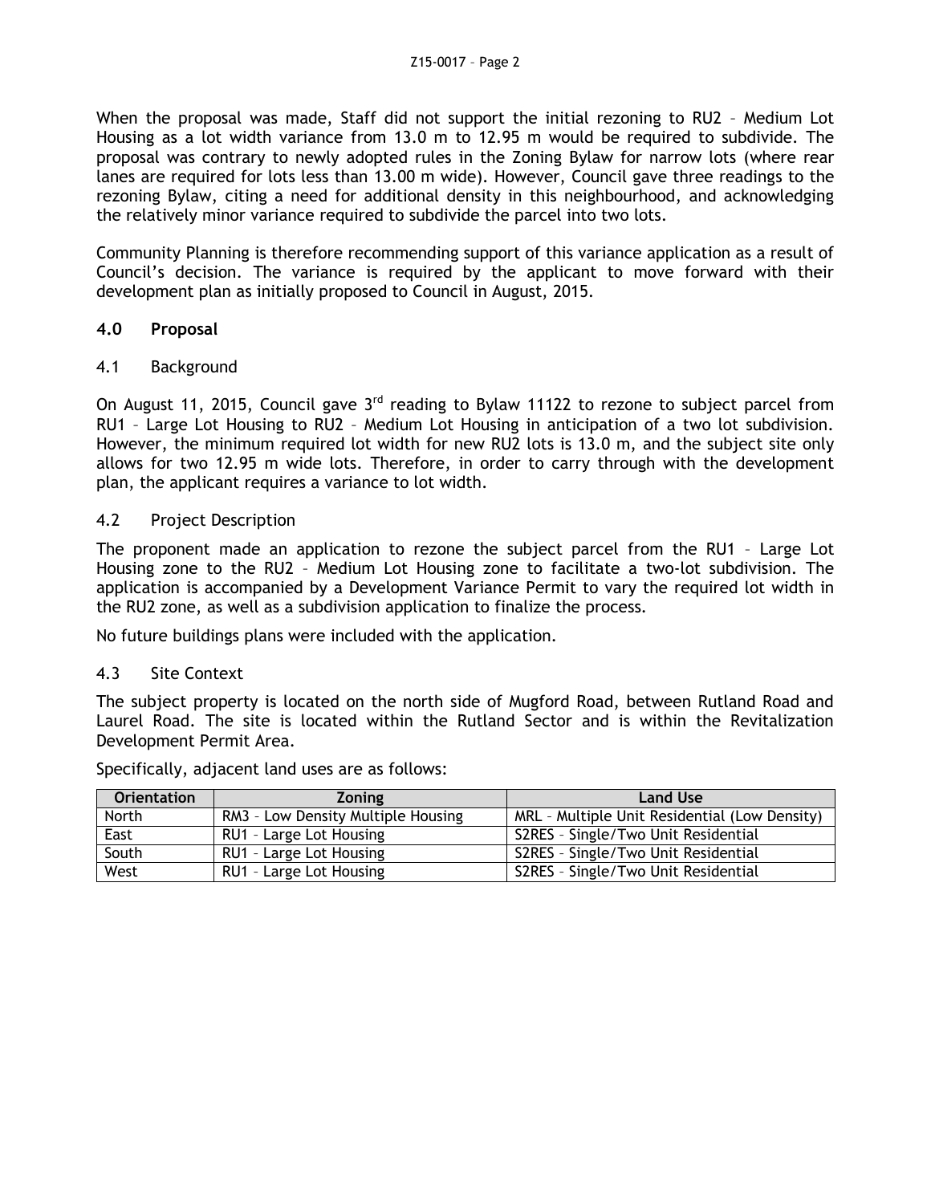When the proposal was made, Staff did not support the initial rezoning to RU2 – Medium Lot Housing as a lot width variance from 13.0 m to 12.95 m would be required to subdivide. The proposal was contrary to newly adopted rules in the Zoning Bylaw for narrow lots (where rear lanes are required for lots less than 13.00 m wide). However, Council gave three readings to the rezoning Bylaw, citing a need for additional density in this neighbourhood, and acknowledging the relatively minor variance required to subdivide the parcel into two lots.

Community Planning is therefore recommending support of this variance application as a result of Council's decision. The variance is required by the applicant to move forward with their development plan as initially proposed to Council in August, 2015.

## 4.0 Proposal

### 4.1 Background

On August 11, 2015, Council gave 3rd reading to Bylaw 11122 to rezone to subject parcel from RU1 – Large Lot Housing to RU2 – Medium Lot Housing in anticipation of a two lot subdivision. However, the minimum required lot width for new RU2 lots is 13.0 m, and the subject site only allows for two 12.95 m wide lots. Therefore, in order to carry through with the development plan, the applicant requires a variance to lot width.

### 4.2 Project Description

The proponent made an application to rezone the subject parcel from the RU1 – Large Lot Housing zone to the RU2 – Medium Lot Housing zone to facilitate a two-lot subdivision. The application is accompanied by a Development Variance Permit to vary the required lot width in the RU2 zone, as well as a subdivision application to finalize the process.

No future buildings plans were included with the application.

### 4.3 Site Context

The subject property is located on the north side of Mugford Road, between Rutland Road and Laurel Road. The site is located within the Rutland Sector and is within the Revitalization Development Permit Area.

Specifically, adjacent land uses are as follows:

| Orientation | Zoning | Land Use |
|---|---|---|
| North | RM3 – Low Density Multiple Housing | MRL – Multiple Unit Residential (Low Density) |
| East | RU1 – Large Lot Housing | S2RES – Single/Two Unit Residential |
| South | RU1 – Large Lot Housing | S2RES – Single/Two Unit Residential |
| West | RU1 – Large Lot Housing | S2RES – Single/Two Unit Residential |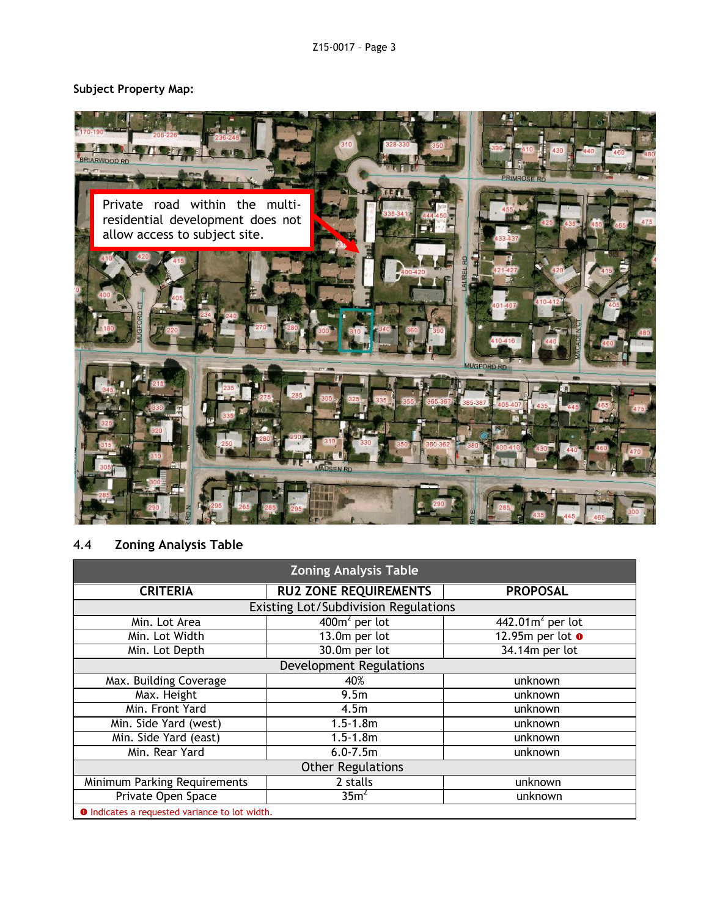**Subject Property Map:**

Private road within the multi-residential development does not allow access to subject site.

## 4.4 Zoning Analysis Table

| Zoning Analysis Table | | |
|---|---|---|
| **CRITERIA** | **RU2 ZONE REQUIREMENTS** | **PROPOSAL** |
| Existing Lot/Subdivision Regulations | | |
| Min. Lot Area | $400m^2$ per lot | $442.01m^2$ per lot |
| Min. Lot Width | 13.0m per lot | 12.95m per lot ❶ |
| Min. Lot Depth | 30.0m per lot | 34.14m per lot |
| Development Regulations | | |
| Max. Building Coverage | 40% | unknown |
| Max. Height | 9.5m | unknown |
| Min. Front Yard | 4.5m | unknown |
| Min. Side Yard (west) | 1.5-1.8m | unknown |
| Min. Side Yard (east) | 1.5-1.8m | unknown |
| Min. Rear Yard | 6.0-7.5m | unknown |
| Other Regulations | | |
| Minimum Parking Requirements | 2 stalls | unknown |
| Private Open Space | $35m^2$ | unknown |

❶ Indicates a requested variance to lot width.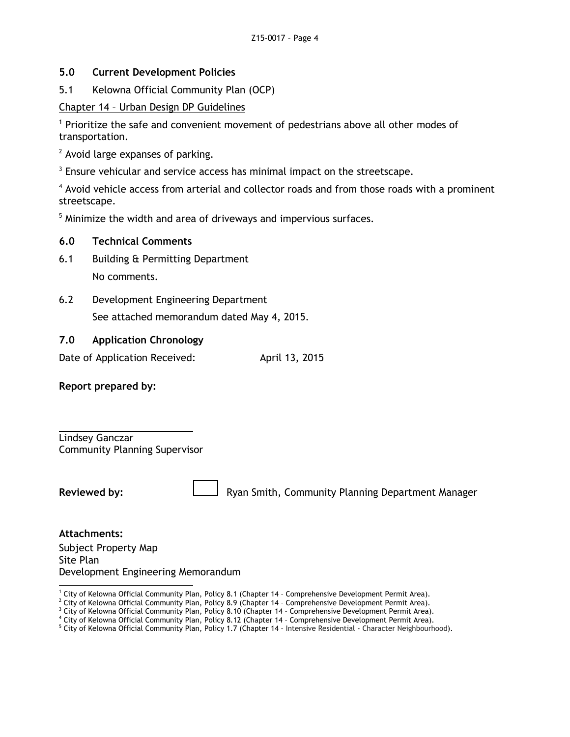## 5.0 Current Development Policies

5.1 Kelowna Official Community Plan (OCP)

Chapter 14 – Urban Design DP Guidelines

[1] Prioritize the safe and convenient movement of pedestrians above all other modes of transportation.

[2] Avoid large expanses of parking.

[3] Ensure vehicular and service access has minimal impact on the streetscape.

[4] Avoid vehicle access from arterial and collector roads and from those roads with a prominent streetscape.

[5] Minimize the width and area of driveways and impervious surfaces.

## 6.0 Technical Comments

6.1 Building & Permitting Department

No comments.

6.2 Development Engineering Department

See attached memorandum dated May 4, 2015.

## 7.0 Application Chronology

Date of Application Received: April 13, 2015

**Report prepared by:**

Lindsey Ganczar
Community Planning Supervisor

**Reviewed by:** Ryan Smith, Community Planning Department Manager

**Attachments:**
Subject Property Map
Site Plan
Development Engineering Memorandum

[1] City of Kelowna Official Community Plan, Policy 8.1 (Chapter 14 – Comprehensive Development Permit Area).
[2] City of Kelowna Official Community Plan, Policy 8.9 (Chapter 14 – Comprehensive Development Permit Area).
[3] City of Kelowna Official Community Plan, Policy 8.10 (Chapter 14 – Comprehensive Development Permit Area).
[4] City of Kelowna Official Community Plan, Policy 8.12 (Chapter 14 – Comprehensive Development Permit Area).
[5] City of Kelowna Official Community Plan, Policy 1.7 (Chapter 14 – Intensive Residential - Character Neighbourhood).